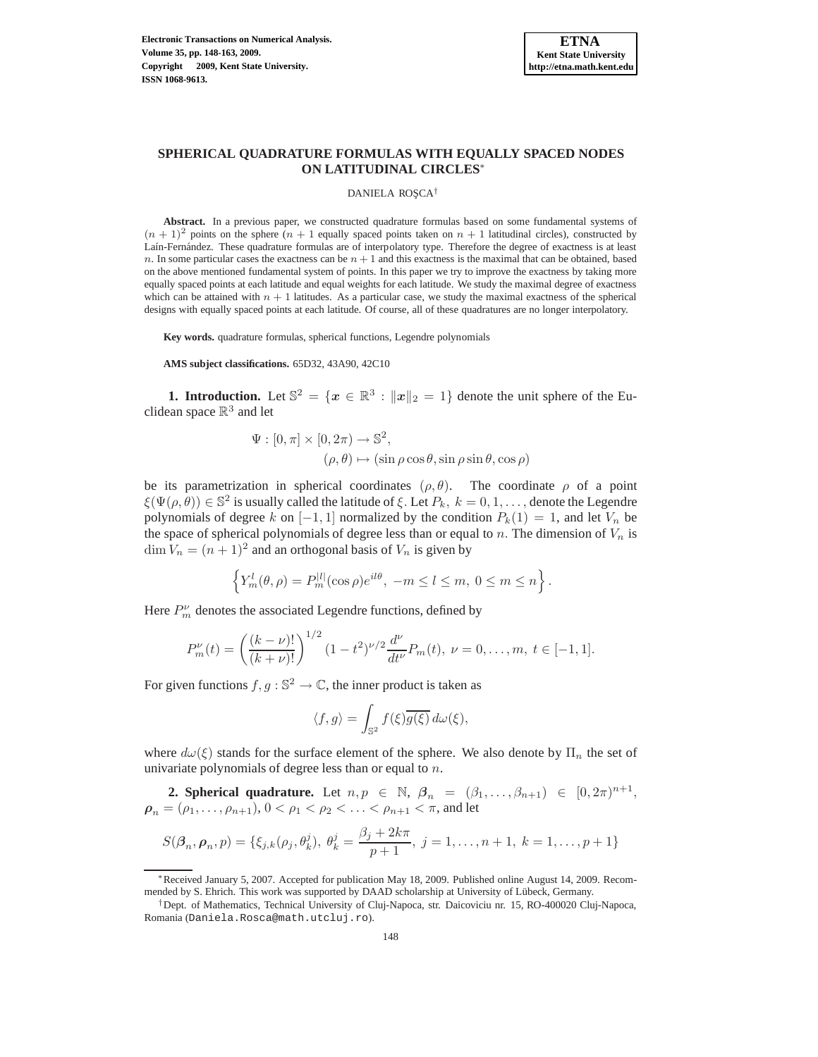# SPHERICAL QUADRATURE FORMULAS WITH EQUALLY SPACED NODES ON LATITUDINAL CIRCLES*

DANIELA ROŞCA†

**Abstract.** In a previous paper, we constructed quadrature formulas based on some fundamental systems of $(n+1)^2$ points on the sphere ($n+1$ equally spaced points taken on $n+1$ latitudinal circles), constructed by Laín-Fernández. These quadrature formulas are of interpolatory type. Therefore the degree of exactness is at least $n$. In some particular cases the exactness can be $n+1$ and this exactness is the maximal that can be obtained, based on the above mentioned fundamental system of points. In this paper we try to improve the exactness by taking more equally spaced points at each latitude and equal weights for each latitude. We study the maximal degree of exactness which can be attained with $n+1$ latitudes. As a particular case, we study the maximal exactness of the spherical designs with equally spaced points at each latitude. Of course, all of these quadratures are no longer interpolatory.

**Key words.** quadrature formulas, spherical functions, Legendre polynomials

**AMS subject classifications.** 65D32, 43A90, 42C10

**1. Introduction.** Let $\mathbb{S}^2 = \{\boldsymbol{x} \in \mathbb{R}^3 : \|\boldsymbol{x}\|_2 = 1\}$ denote the unit sphere of the Euclidean space $\mathbb{R}^3$ and let

$$\Psi : [0,\pi] \times [0,2\pi) \to \mathbb{S}^2,$$
$$(\rho,\theta) \mapsto (\sin\rho\cos\theta, \sin\rho\sin\theta, \cos\rho)$$

be its parametrization in spherical coordinates $(\rho,\theta)$. The coordinate $\rho$ of a point $\xi(\Psi(\rho,\theta)) \in \mathbb{S}^2$ is usually called the latitude of $\xi$. Let $P_k,\ k = 0,1,\ldots$, denote the Legendre polynomials of degree $k$ on $[-1,1]$ normalized by the condition $P_k(1) = 1$, and let $V_n$ be the space of spherical polynomials of degree less than or equal to $n$. The dimension of $V_n$ is $\dim V_n = (n+1)^2$ and an orthogonal basis of $V_n$ is given by

$$\left\{ Y_m^l(\theta,\rho) = P_m^{|l|}(\cos\rho) e^{il\theta},\ -m \le l \le m,\ 0 \le m \le n \right\}.$$

Here $P_m^\nu$ denotes the associated Legendre functions, defined by

$$P_m^\nu(t) = \left(\frac{(k-\nu)!}{(k+\nu)!}\right)^{1/2} (1-t^2)^{\nu/2} \frac{d^\nu}{dt^\nu} P_m(t),\ \nu = 0,\ldots,m,\ t \in [-1,1].$$

For given functions $f,g : \mathbb{S}^2 \to \mathbb{C}$, the inner product is taken as

$$\langle f,g \rangle = \int_{\mathbb{S}^2} f(\xi)\overline{g(\xi)}\, d\omega(\xi),$$

where $d\omega(\xi)$ stands for the surface element of the sphere. We also denote by $\Pi_n$ the set of univariate polynomials of degree less than or equal to $n$.

**2. Spherical quadrature.** Let $n,p \in \mathbb{N}$, $\boldsymbol{\beta}_n = (\beta_1,\ldots,\beta_{n+1}) \in [0,2\pi)^{n+1}$, $\boldsymbol{\rho}_n = (\rho_1,\ldots,\rho_{n+1})$, $0 < \rho_1 < \rho_2 < \ldots < \rho_{n+1} < \pi$, and let

$$S(\boldsymbol{\beta}_n,\boldsymbol{\rho}_n,p) = \{\xi_{j,k}(\rho_j,\theta_k^j),\ \theta_k^j = \frac{\beta_j + 2k\pi}{p+1},\ j = 1,\ldots,n+1,\ k = 1,\ldots,p+1\}$$

*Received January 5, 2007. Accepted for publication May 18, 2009. Published online August 14, 2009. Recommended by S. Ehrich. This work was supported by DAAD scholarship at University of Lübeck, Germany.

†Dept. of Mathematics, Technical University of Cluj-Napoca, str. Daicoviciu nr. 15, RO-400020 Cluj-Napoca, Romania (Daniela.Rosca@math.utcluj.ro).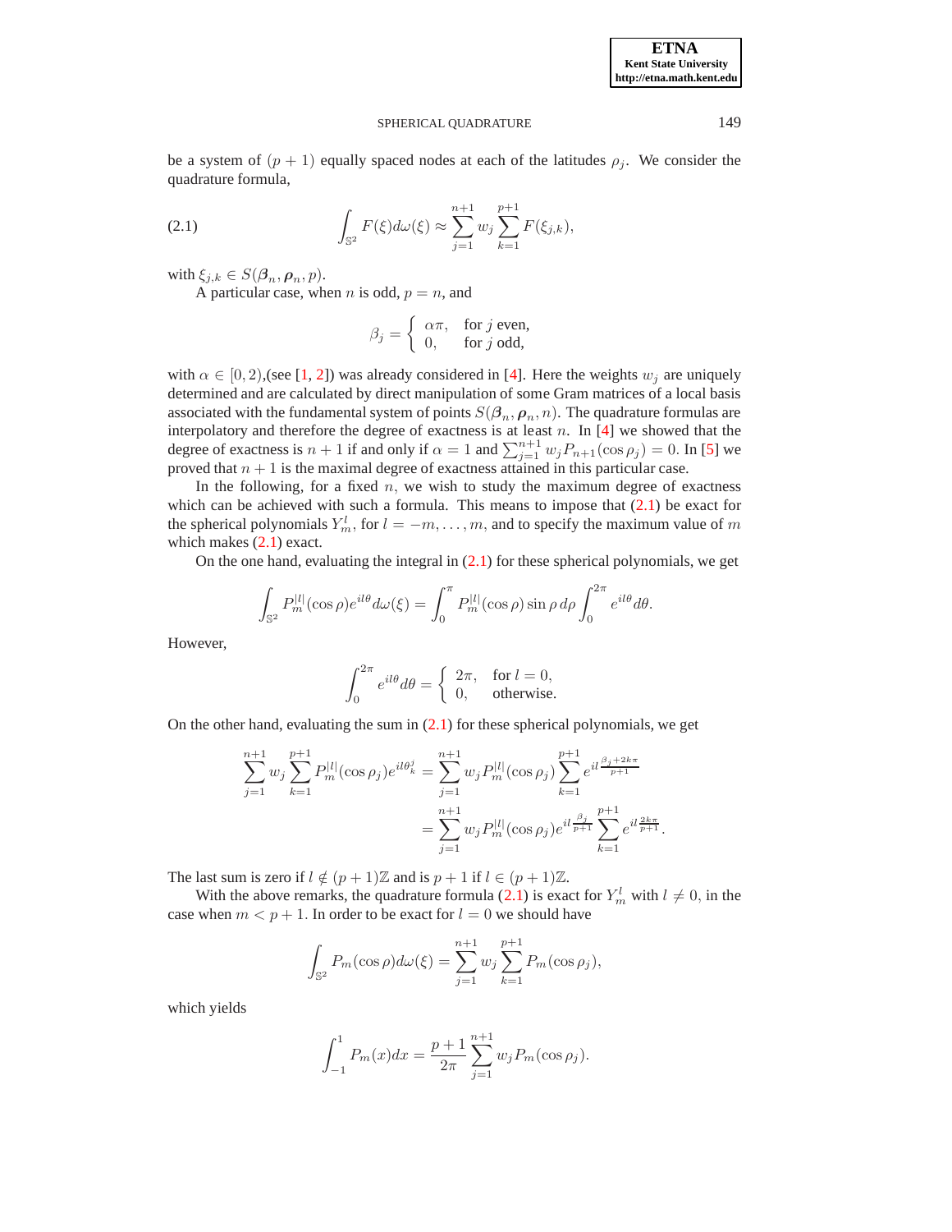be a system of $(p+1)$ equally spaced nodes at each of the latitudes $\rho_j$. We consider the quadrature formula,

$$\int_{\mathbb{S}^2} F(\xi) d\omega(\xi) \approx \sum_{j=1}^{n+1} w_j \sum_{k=1}^{p+1} F(\xi_{j,k}), \tag{2.1}$$

with $\xi_{j,k} \in S(\boldsymbol{\beta}_n, \boldsymbol{\rho}_n, p)$.

A particular case, when $n$ is odd, $p = n$, and

$$\beta_j = \begin{cases} \alpha\pi, & \text{for } j \text{ even}, \\ 0, & \text{for } j \text{ odd}, \end{cases}$$

with $\alpha \in [0, 2)$,(see [1, 2]) was already considered in [4]. Here the weights $w_j$ are uniquely determined and are calculated by direct manipulation of some Gram matrices of a local basis associated with the fundamental system of points $S(\boldsymbol{\beta}_n, \boldsymbol{\rho}_n, n)$. The quadrature formulas are interpolatory and therefore the degree of exactness is at least $n$. In [4] we showed that the degree of exactness is $n+1$ if and only if $\alpha = 1$ and $\sum_{j=1}^{n+1} w_j P_{n+1}(\cos\rho_j) = 0$. In [5] we proved that $n+1$ is the maximal degree of exactness attained in this particular case.

In the following, for a fixed $n$, we wish to study the maximum degree of exactness which can be achieved with such a formula. This means to impose that (2.1) be exact for the spherical polynomials $Y_m^l$, for $l = -m, \ldots, m$, and to specify the maximum value of $m$ which makes (2.1) exact.

On the one hand, evaluating the integral in (2.1) for these spherical polynomials, we get

$$\int_{\mathbb{S}^2} P_m^{|l|}(\cos\rho) e^{il\theta} d\omega(\xi) = \int_0^{\pi} P_m^{|l|}(\cos\rho) \sin\rho \, d\rho \int_0^{2\pi} e^{il\theta} d\theta.$$

However,

$$\int_0^{2\pi} e^{il\theta} d\theta = \begin{cases} 2\pi, & \text{for } l = 0, \\ 0, & \text{otherwise.} \end{cases}$$

On the other hand, evaluating the sum in (2.1) for these spherical polynomials, we get

$$\begin{aligned} \sum_{j=1}^{n+1} w_j \sum_{k=1}^{p+1} P_m^{|l|}(\cos\rho_j) e^{il\theta_k^j} &= \sum_{j=1}^{n+1} w_j P_m^{|l|}(\cos\rho_j) \sum_{k=1}^{p+1} e^{il\frac{\beta_j + 2k\pi}{p+1}} \\ &= \sum_{j=1}^{n+1} w_j P_m^{|l|}(\cos\rho_j) e^{il\frac{\beta_j}{p+1}} \sum_{k=1}^{p+1} e^{il\frac{2k\pi}{p+1}}. \end{aligned}$$

The last sum is zero if $l \notin (p+1)\mathbb{Z}$ and is $p+1$ if $l \in (p+1)\mathbb{Z}$.

With the above remarks, the quadrature formula (2.1) is exact for $Y_m^l$ with $l \neq 0$, in the case when $m < p+1$. In order to be exact for $l = 0$ we should have

$$\int_{\mathbb{S}^2} P_m(\cos\rho) d\omega(\xi) = \sum_{j=1}^{n+1} w_j \sum_{k=1}^{p+1} P_m(\cos\rho_j),$$

which yields

$$\int_{-1}^{1} P_m(x) dx = \frac{p+1}{2\pi} \sum_{j=1}^{n+1} w_j P_m(\cos\rho_j).$$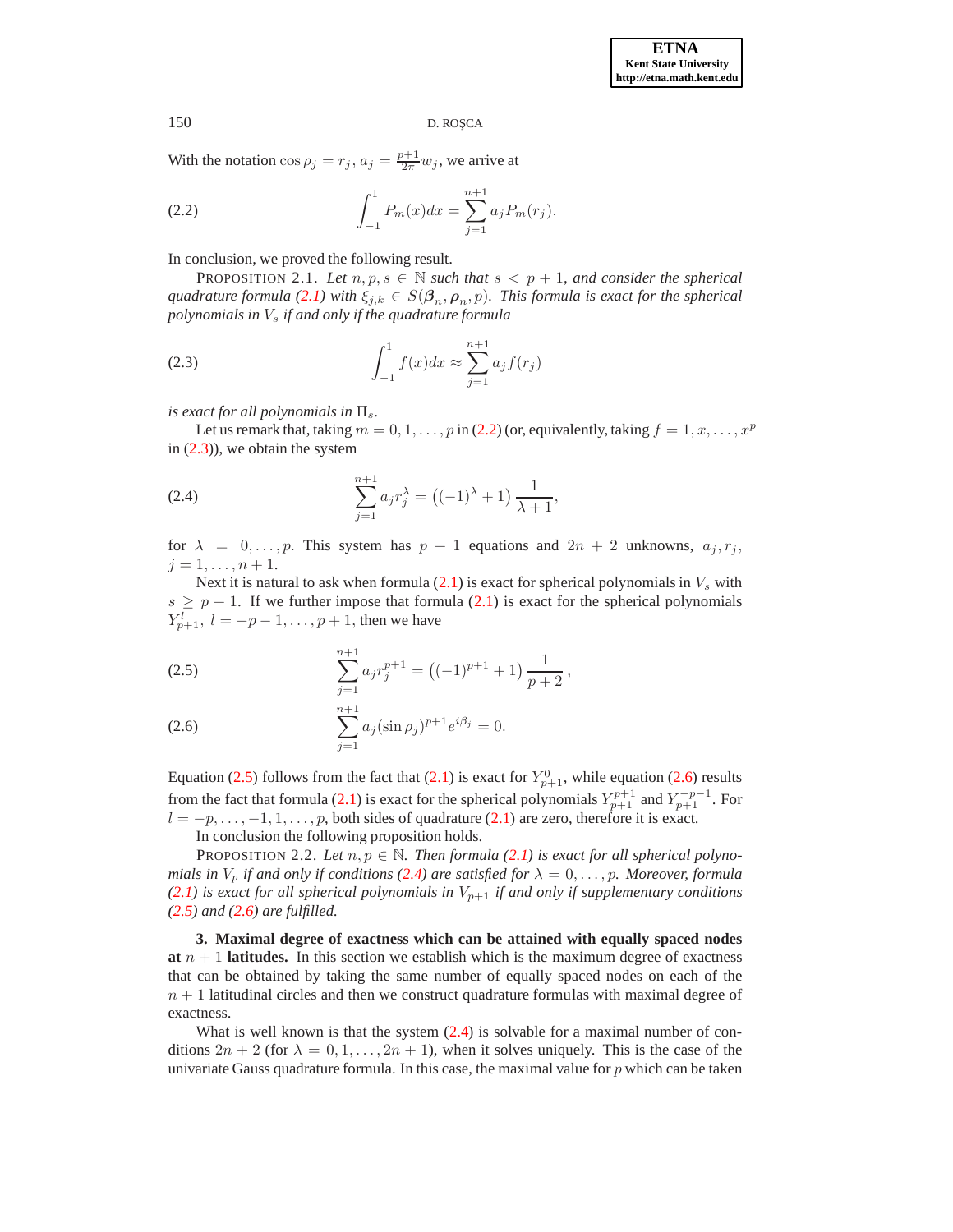With the notation $\cos \rho_j = r_j$, $a_j = \frac{p+1}{2\pi} w_j$, we arrive at

$$\int_{-1}^{1} P_m(x)dx = \sum_{j=1}^{n+1} a_j P_m(r_j). \tag{2.2}$$

In conclusion, we proved the following result.

PROPOSITION 2.1. *Let $n, p, s \in \mathbb{N}$ such that $s < p+1$, and consider the spherical quadrature formula (2.1) with $\xi_{j,k} \in S(\boldsymbol{\beta}_n, \boldsymbol{\rho}_n, p)$. This formula is exact for the spherical polynomials in $V_s$ if and only if the quadrature formula*

$$\int_{-1}^{1} f(x)dx \approx \sum_{j=1}^{n+1} a_j f(r_j) \tag{2.3}$$

*is exact for all polynomials in $\Pi_s$.*

Let us remark that, taking $m = 0, 1, \ldots, p$ in (2.2) (or, equivalently, taking $f = 1, x, \ldots, x^p$ in (2.3)), we obtain the system

$$\sum_{j=1}^{n+1} a_j r_j^{\lambda} = \left((-1)^{\lambda} + 1\right) \frac{1}{\lambda + 1}, \tag{2.4}$$

for $\lambda = 0, \ldots, p$. This system has $p+1$ equations and $2n+2$ unknowns, $a_j, r_j$, $j = 1, \ldots, n+1$.

Next it is natural to ask when formula (2.1) is exact for spherical polynomials in $V_s$ with $s \geq p+1$. If we further impose that formula (2.1) is exact for the spherical polynomials $Y_{p+1}^{l}$, $l = -p-1, \ldots, p+1$, then we have

$$\sum_{j=1}^{n+1} a_j r_j^{p+1} = \left((-1)^{p+1} + 1\right) \frac{1}{p+2}, \tag{2.5}$$

$$\sum_{j=1}^{n+1} a_j (\sin \rho_j)^{p+1} e^{i\beta_j} = 0. \tag{2.6}$$

Equation (2.5) follows from the fact that (2.1) is exact for $Y_{p+1}^{0}$, while equation (2.6) results from the fact that formula (2.1) is exact for the spherical polynomials $Y_{p+1}^{p+1}$ and $Y_{p+1}^{-p-1}$. For $l = -p, \ldots, -1, 1, \ldots, p$, both sides of quadrature (2.1) are zero, therefore it is exact.

In conclusion the following proposition holds.

PROPOSITION 2.2. *Let $n, p \in \mathbb{N}$. Then formula (2.1) is exact for all spherical polynomials in $V_p$ if and only if conditions (2.4) are satisfied for $\lambda = 0, \ldots, p$. Moreover, formula (2.1) is exact for all spherical polynomials in $V_{p+1}$ if and only if supplementary conditions (2.5) and (2.6) are fulfilled.*

**3. Maximal degree of exactness which can be attained with equally spaced nodes at $n+1$ latitudes.** In this section we establish which is the maximum degree of exactness that can be obtained by taking the same number of equally spaced nodes on each of the $n+1$ latitudinal circles and then we construct quadrature formulas with maximal degree of exactness.

What is well known is that the system (2.4) is solvable for a maximal number of conditions $2n+2$ (for $\lambda = 0, 1, \ldots, 2n+1$), when it solves uniquely. This is the case of the univariate Gauss quadrature formula. In this case, the maximal value for $p$ which can be taken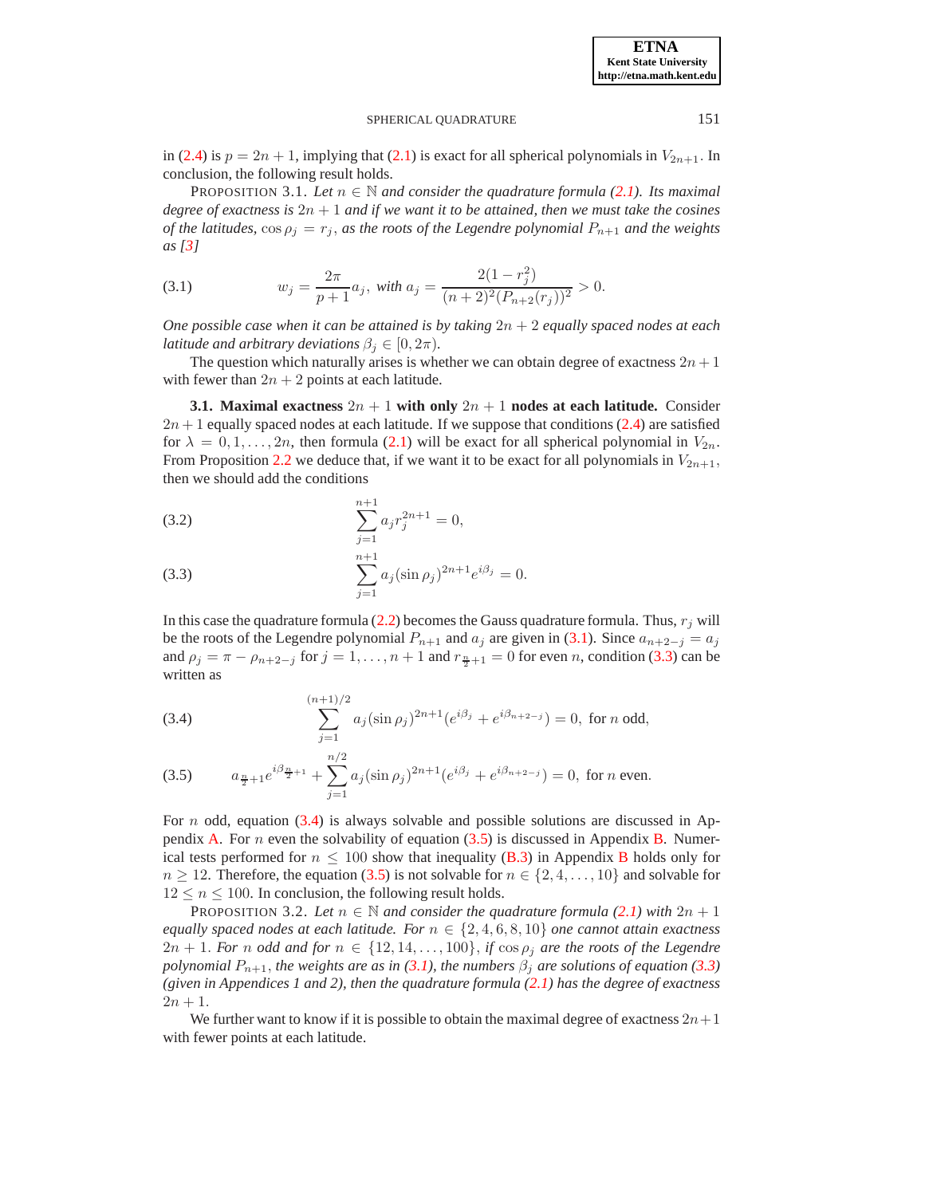in (2.4) is $p = 2n + 1$, implying that (2.1) is exact for all spherical polynomials in $V_{2n+1}$. In conclusion, the following result holds.

PROPOSITION 3.1. *Let $n \in \mathbb{N}$ and consider the quadrature formula (2.1). Its maximal degree of exactness is $2n+1$ and if we want it to be attained, then we must take the cosines of the latitudes, $\cos\rho_j = r_j$, as the roots of the Legendre polynomial $P_{n+1}$ and the weights as [3]*

$$w_j = \frac{2\pi}{p+1} a_j, \text{ with } a_j = \frac{2(1-r_j^2)}{(n+2)^2 (P_{n+2}(r_j))^2} > 0. \tag{3.1}$$

*One possible case when it can be attained is by taking $2n+2$ equally spaced nodes at each latitude and arbitrary deviations $\beta_j \in [0, 2\pi)$.*

The question which naturally arises is whether we can obtain degree of exactness $2n+1$ with fewer than $2n+2$ points at each latitude.

**3.1. Maximal exactness $2n+1$ with only $2n+1$ nodes at each latitude.** Consider $2n+1$ equally spaced nodes at each latitude. If we suppose that conditions (2.4) are satisfied for $\lambda = 0, 1, \ldots, 2n$, then formula (2.1) will be exact for all spherical polynomial in $V_{2n}$. From Proposition 2.2 we deduce that, if we want it to be exact for all polynomials in $V_{2n+1}$, then we should add the conditions

$$\sum_{j=1}^{n+1} a_j r_j^{2n+1} = 0, \tag{3.2}$$

$$\sum_{j=1}^{n+1} a_j (\sin\rho_j)^{2n+1} e^{i\beta_j} = 0. \tag{3.3}$$

In this case the quadrature formula (2.2) becomes the Gauss quadrature formula. Thus, $r_j$ will be the roots of the Legendre polynomial $P_{n+1}$ and $a_j$ are given in (3.1). Since $a_{n+2-j} = a_j$ and $\rho_j = \pi - \rho_{n+2-j}$ for $j = 1, \ldots, n+1$ and $r_{\frac{n}{2}+1} = 0$ for even $n$, condition (3.3) can be written as

$$\sum_{j=1}^{(n+1)/2} a_j (\sin\rho_j)^{2n+1} (e^{i\beta_j} + e^{i\beta_{n+2-j}}) = 0, \text{ for } n \text{ odd}, \tag{3.4}$$

$$a_{\frac{n}{2}+1} e^{i\beta_{\frac{n}{2}+1}} + \sum_{j=1}^{n/2} a_j (\sin\rho_j)^{2n+1} (e^{i\beta_j} + e^{i\beta_{n+2-j}}) = 0, \text{ for } n \text{ even}. \tag{3.5}$$

For $n$ odd, equation (3.4) is always solvable and possible solutions are discussed in Appendix A. For $n$ even the solvability of equation (3.5) is discussed in Appendix B. Numerical tests performed for $n \leq 100$ show that inequality (B.3) in Appendix B holds only for $n \geq 12$. Therefore, the equation (3.5) is not solvable for $n \in \{2, 4, \ldots, 10\}$ and solvable for $12 \leq n \leq 100$. In conclusion, the following result holds.

PROPOSITION 3.2. *Let $n \in \mathbb{N}$ and consider the quadrature formula (2.1) with $2n+1$ equally spaced nodes at each latitude. For $n \in \{2, 4, 6, 8, 10\}$ one cannot attain exactness $2n+1$. For $n$ odd and for $n \in \{12, 14, \ldots, 100\}$, if $\cos\rho_j$ are the roots of the Legendre polynomial $P_{n+1}$, the weights are as in (3.1), the numbers $\beta_j$ are solutions of equation (3.3) (given in Appendices 1 and 2), then the quadrature formula (2.1) has the degree of exactness $2n+1$.*

We further want to know if it is possible to obtain the maximal degree of exactness $2n+1$ with fewer points at each latitude.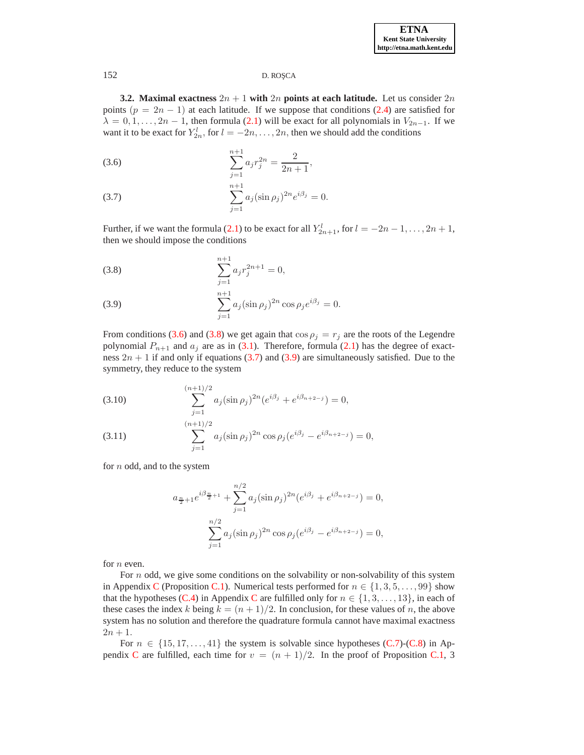### 3.2. Maximal exactness $2n+1$ with $2n$ points at each latitude.

Let us consider $2n$ points ($p = 2n-1$) at each latitude. If we suppose that conditions (2.4) are satisfied for $\lambda = 0, 1, \dots, 2n-1$, then formula (2.1) will be exact for all polynomials in $V_{2n-1}$. If we want it to be exact for $Y_{2n}^l$, for $l = -2n, \dots, 2n$, then we should add the conditions

$$\sum_{j=1}^{n+1} a_j r_j^{2n} = \frac{2}{2n+1}, \tag{3.6}$$

$$\sum_{j=1}^{n+1} a_j (\sin\rho_j)^{2n} e^{i\beta_j} = 0. \tag{3.7}$$

Further, if we want the formula (2.1) to be exact for all $Y_{2n+1}^l$, for $l = -2n-1, \dots, 2n+1$, then we should impose the conditions

$$\sum_{j=1}^{n+1} a_j r_j^{2n+1} = 0, \tag{3.8}$$

$$\sum_{j=1}^{n+1} a_j (\sin\rho_j)^{2n} \cos\rho_j e^{i\beta_j} = 0. \tag{3.9}$$

From conditions (3.6) and (3.8) we get again that $\cos\rho_j = r_j$ are the roots of the Legendre polynomial $P_{n+1}$ and $a_j$ are as in (3.1). Therefore, formula (2.1) has the degree of exactness $2n+1$ if and only if equations (3.7) and (3.9) are simultaneously satisfied. Due to the symmetry, they reduce to the system

$$\sum_{j=1}^{(n+1)/2} a_j (\sin\rho_j)^{2n} (e^{i\beta_j} + e^{i\beta_{n+2-j}}) = 0, \tag{3.10}$$

$$\sum_{j=1}^{(n+1)/2} a_j (\sin\rho_j)^{2n} \cos\rho_j (e^{i\beta_j} - e^{i\beta_{n+2-j}}) = 0, \tag{3.11}$$

for $n$ odd, and to the system

$$a_{\frac{n}{2}+1} e^{i\beta_{\frac{n}{2}+1}} + \sum_{j=1}^{n/2} a_j (\sin\rho_j)^{2n} (e^{i\beta_j} + e^{i\beta_{n+2-j}}) = 0,$$

$$\sum_{j=1}^{n/2} a_j (\sin\rho_j)^{2n} \cos\rho_j (e^{i\beta_j} - e^{i\beta_{n+2-j}}) = 0,$$

for $n$ even.

For $n$ odd, we give some conditions on the solvability or non-solvability of this system in Appendix C (Proposition C.1). Numerical tests performed for $n \in \{1, 3, 5, \dots, 99\}$ show that the hypotheses (C.4) in Appendix C are fulfilled only for $n \in \{1, 3, \dots, 13\}$, in each of these cases the index $k$ being $k = (n+1)/2$. In conclusion, for these values of $n$, the above system has no solution and therefore the quadrature formula cannot have maximal exactness $2n+1$.

For $n \in \{15, 17, \dots, 41\}$ the system is solvable since hypotheses (C.7)-(C.8) in Appendix C are fulfilled, each time for $v = (n+1)/2$. In the proof of Proposition C.1, 3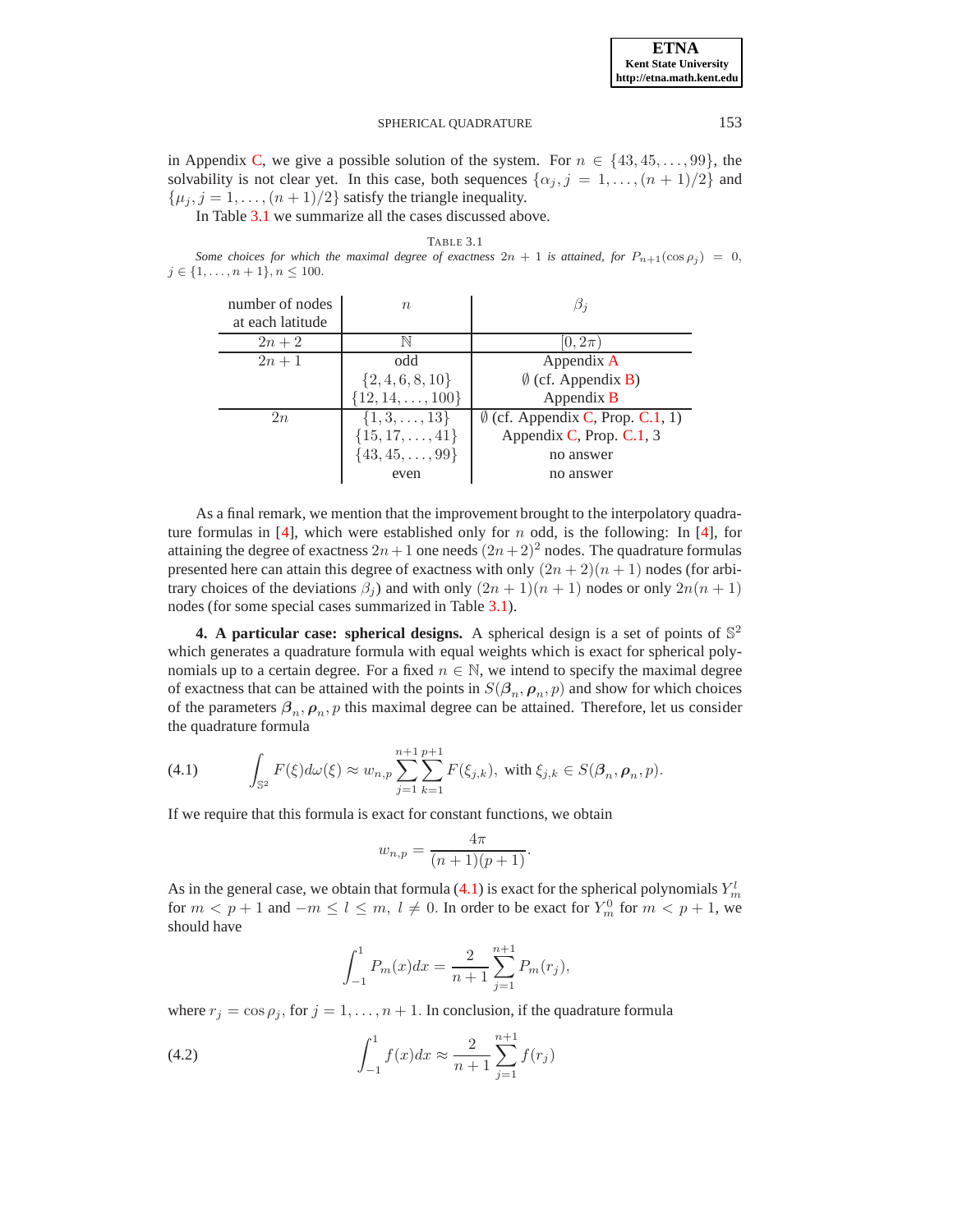in Appendix C, we give a possible solution of the system. For $n \in \{43, 45, \ldots, 99\}$, the solvability is not clear yet. In this case, both sequences $\{\alpha_j, j = 1, \ldots, (n+1)/2\}$ and $\{\mu_j, j = 1, \ldots, (n+1)/2\}$ satisfy the triangle inequality.

In Table 3.1 we summarize all the cases discussed above.

TABLE 3.1
*Some choices for which the maximal degree of exactness $2n+1$ is attained, for $P_{n+1}(\cos \rho_j) = 0$, $j \in \{1, \ldots, n+1\}$, $n \leq 100$.*

| number of nodes at each latitude | $n$ | $\beta_j$ |
|---|---|---|
| $2n+2$ | $\mathbb{N}$ | $[0, 2\pi)$ |
| $2n+1$ | odd | Appendix A |
| | $\{2, 4, 6, 8, 10\}$ | $\emptyset$ (cf. Appendix B) |
| | $\{12, 14, \ldots, 100\}$ | Appendix B |
| $2n$ | $\{1, 3, \ldots, 13\}$ | $\emptyset$ (cf. Appendix C, Prop. C.1, 1) |
| | $\{15, 17, \ldots, 41\}$ | Appendix C, Prop. C.1, 3 |
| | $\{43, 45, \ldots, 99\}$ | no answer |
| | even | no answer |

As a final remark, we mention that the improvement brought to the interpolatory quadrature formulas in [4], which were established only for $n$ odd, is the following: In [4], for attaining the degree of exactness $2n+1$ one needs $(2n+2)^2$ nodes. The quadrature formulas presented here can attain this degree of exactness with only $(2n+2)(n+1)$ nodes (for arbitrary choices of the deviations $\beta_j$) and with only $(2n+1)(n+1)$ nodes or only $2n(n+1)$ nodes (for some special cases summarized in Table 3.1).

**4. A particular case: spherical designs.** A spherical design is a set of points of $\mathbb{S}^2$ which generates a quadrature formula with equal weights which is exact for spherical polynomials up to a certain degree. For a fixed $n \in \mathbb{N}$, we intend to specify the maximal degree of exactness that can be attained with the points in $S(\boldsymbol{\beta}_n, \boldsymbol{\rho}_n, p)$ and show for which choices of the parameters $\boldsymbol{\beta}_n, \boldsymbol{\rho}_n, p$ this maximal degree can be attained. Therefore, let us consider the quadrature formula

$$\int_{\mathbb{S}^2} F(\xi) d\omega(\xi) \approx w_{n,p} \sum_{j=1}^{n+1} \sum_{k=1}^{p+1} F(\xi_{j,k}), \text{ with } \xi_{j,k} \in S(\boldsymbol{\beta}_n, \boldsymbol{\rho}_n, p). \tag{4.1}$$

If we require that this formula is exact for constant functions, we obtain

$$w_{n,p} = \frac{4\pi}{(n+1)(p+1)}.$$

As in the general case, we obtain that formula (4.1) is exact for the spherical polynomials $Y_m^l$ for $m < p+1$ and $-m \leq l \leq m,\ l \neq 0$. In order to be exact for $Y_m^0$ for $m < p+1$, we should have

$$\int_{-1}^{1} P_m(x) dx = \frac{2}{n+1} \sum_{j=1}^{n+1} P_m(r_j),$$

where $r_j = \cos \rho_j$, for $j = 1, \ldots, n+1$. In conclusion, if the quadrature formula

$$\int_{-1}^{1} f(x) dx \approx \frac{2}{n+1} \sum_{j=1}^{n+1} f(r_j) \tag{4.2}$$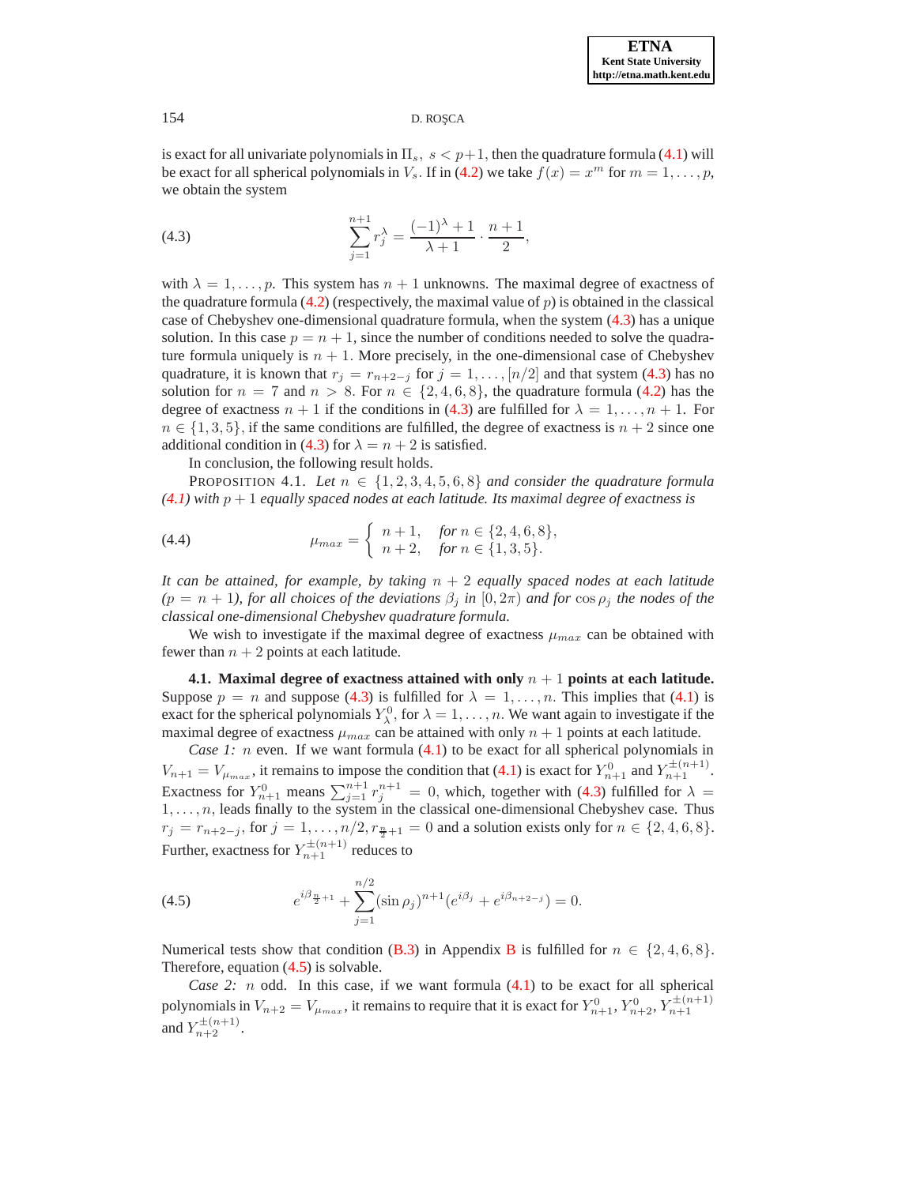is exact for all univariate polynomials in $\Pi_s,\ s < p+1$, then the quadrature formula (4.1) will be exact for all spherical polynomials in $V_s$. If in (4.2) we take $f(x) = x^m$ for $m = 1, \ldots, p$, we obtain the system

$$\sum_{j=1}^{n+1} r_j^\lambda = \frac{(-1)^\lambda + 1}{\lambda + 1} \cdot \frac{n+1}{2}, \tag{4.3}$$

with $\lambda = 1, \ldots, p$. This system has $n+1$ unknowns. The maximal degree of exactness of the quadrature formula (4.2) (respectively, the maximal value of $p$) is obtained in the classical case of Chebyshev one-dimensional quadrature formula, when the system (4.3) has a unique solution. In this case $p = n+1$, since the number of conditions needed to solve the quadrature formula uniquely is $n+1$. More precisely, in the one-dimensional case of Chebyshev quadrature, it is known that $r_j = r_{n+2-j}$ for $j = 1, \ldots, [n/2]$ and that system (4.3) has no solution for $n = 7$ and $n > 8$. For $n \in \{2, 4, 6, 8\}$, the quadrature formula (4.2) has the degree of exactness $n+1$ if the conditions in (4.3) are fulfilled for $\lambda = 1, \ldots, n+1$. For $n \in \{1, 3, 5\}$, if the same conditions are fulfilled, the degree of exactness is $n+2$ since one additional condition in (4.3) for $\lambda = n+2$ is satisfied.

In conclusion, the following result holds.

PROPOSITION 4.1. *Let $n \in \{1, 2, 3, 4, 5, 6, 8\}$ and consider the quadrature formula (4.1) with $p+1$ equally spaced nodes at each latitude. Its maximal degree of exactness is*

$$\mu_{max} = \begin{cases} n+1, & \text{for } n \in \{2, 4, 6, 8\}, \\ n+2, & \text{for } n \in \{1, 3, 5\}. \end{cases} \tag{4.4}$$

*It can be attained, for example, by taking $n+2$ equally spaced nodes at each latitude ($p = n+1$), for all choices of the deviations $\beta_j$ in $[0, 2\pi)$ and for $\cos\rho_j$ the nodes of the classical one-dimensional Chebyshev quadrature formula.*

We wish to investigate if the maximal degree of exactness $\mu_{max}$ can be obtained with fewer than $n+2$ points at each latitude.

**4.1. Maximal degree of exactness attained with only $n+1$ points at each latitude.** Suppose $p = n$ and suppose (4.3) is fulfilled for $\lambda = 1, \ldots, n$. This implies that (4.1) is exact for the spherical polynomials $Y_\lambda^0$, for $\lambda = 1, \ldots, n$. We want again to investigate if the maximal degree of exactness $\mu_{max}$ can be attained with only $n+1$ points at each latitude.

*Case 1:* $n$ even. If we want formula (4.1) to be exact for all spherical polynomials in $V_{n+1} = V_{\mu_{max}}$, it remains to impose the condition that (4.1) is exact for $Y_{n+1}^0$ and $Y_{n+1}^{\pm(n+1)}$. Exactness for $Y_{n+1}^0$ means $\sum_{j=1}^{n+1} r_j^{n+1} = 0$, which, together with (4.3) fulfilled for $\lambda = 1, \ldots, n$, leads finally to the system in the classical one-dimensional Chebyshev case. Thus $r_j = r_{n+2-j}$, for $j = 1, \ldots, n/2$, $r_{\frac{n}{2}+1} = 0$ and a solution exists only for $n \in \{2, 4, 6, 8\}$. Further, exactness for $Y_{n+1}^{\pm(n+1)}$ reduces to

$$e^{i\beta_{\frac{n}{2}+1}} + \sum_{j=1}^{n/2} (\sin\rho_j)^{n+1} (e^{i\beta_j} + e^{i\beta_{n+2-j}}) = 0. \tag{4.5}$$

Numerical tests show that condition (B.3) in Appendix B is fulfilled for $n \in \{2, 4, 6, 8\}$. Therefore, equation (4.5) is solvable.

*Case 2:* $n$ odd. In this case, if we want formula (4.1) to be exact for all spherical polynomials in $V_{n+2} = V_{\mu_{max}}$, it remains to require that it is exact for $Y_{n+1}^0$, $Y_{n+2}^0$, $Y_{n+1}^{\pm(n+1)}$ and $Y_{n+2}^{\pm(n+1)}$.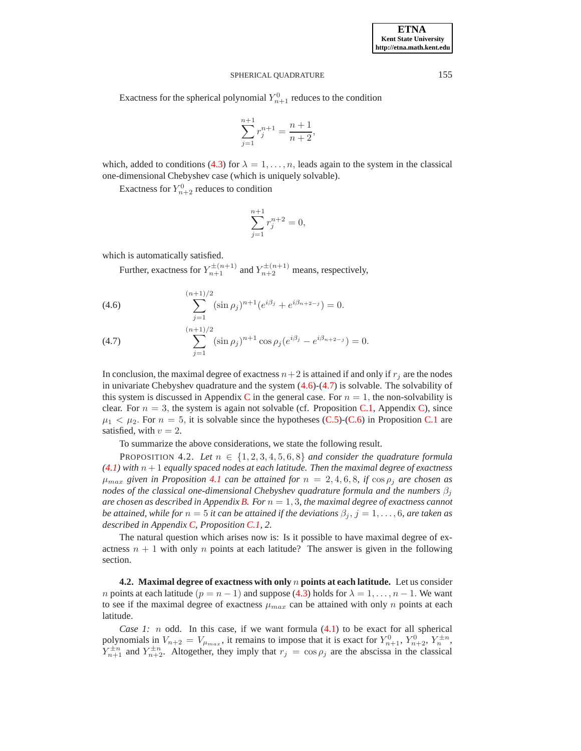Exactness for the spherical polynomial $Y^0_{n+1}$ reduces to the condition

$$\sum_{j=1}^{n+1} r_j^{n+1} = \frac{n+1}{n+2},$$

which, added to conditions (4.3) for $\lambda = 1, \ldots, n$, leads again to the system in the classical one-dimensional Chebyshev case (which is uniquely solvable).

Exactness for $Y^0_{n+2}$ reduces to condition

$$\sum_{j=1}^{n+1} r_j^{n+2} = 0,$$

which is automatically satisfied.

Further, exactness for $Y^{\pm(n+1)}_{n+1}$ and $Y^{\pm(n+1)}_{n+2}$ means, respectively,

$$\sum_{j=1}^{(n+1)/2} (\sin \rho_j)^{n+1}(e^{i\beta_j} + e^{i\beta_{n+2-j}}) = 0. \tag{4.6}$$

$$\sum_{j=1}^{(n+1)/2} (\sin \rho_j)^{n+1} \cos \rho_j (e^{i\beta_j} - e^{i\beta_{n+2-j}}) = 0. \tag{4.7}$$

In conclusion, the maximal degree of exactness $n+2$ is attained if and only if $r_j$ are the nodes in univariate Chebyshev quadrature and the system (4.6)-(4.7) is solvable. The solvability of this system is discussed in Appendix C in the general case. For $n = 1$, the non-solvability is clear. For $n = 3$, the system is again not solvable (cf. Proposition C.1, Appendix C), since $\mu_1 < \mu_2$. For $n = 5$, it is solvable since the hypotheses (C.5)-(C.6) in Proposition C.1 are satisfied, with $v = 2$.

To summarize the above considerations, we state the following result.

PROPOSITION 4.2. *Let $n \in \{1, 2, 3, 4, 5, 6, 8\}$ and consider the quadrature formula (4.1) with $n+1$ equally spaced nodes at each latitude. Then the maximal degree of exactness $\mu_{max}$ given in Proposition 4.1 can be attained for $n = 2, 4, 6, 8$, if $\cos \rho_j$ are chosen as nodes of the classical one-dimensional Chebyshev quadrature formula and the numbers $\beta_j$ are chosen as described in Appendix B. For $n = 1, 3$, the maximal degree of exactness cannot be attained, while for $n = 5$ it can be attained if the deviations $\beta_j$, $j = 1, \ldots, 6$, are taken as described in Appendix C, Proposition C.1, 2.*

The natural question which arises now is: Is it possible to have maximal degree of exactness $n + 1$ with only $n$ points at each latitude? The answer is given in the following section.

### 4.2. Maximal degree of exactness with only $n$ points at each latitude.

Let us consider $n$ points at each latitude $(p = n - 1)$ and suppose (4.3) holds for $\lambda = 1, \ldots, n - 1$. We want to see if the maximal degree of exactness $\mu_{max}$ can be attained with only $n$ points at each latitude.

*Case 1: $n$ odd.* In this case, if we want formula (4.1) to be exact for all spherical polynomials in $V_{n+2} = V_{\mu_{max}}$, it remains to impose that it is exact for $Y^0_{n+1}$, $Y^0_{n+2}$, $Y^{\pm n}_n$, $Y^{\pm n}_{n+1}$ and $Y^{\pm n}_{n+2}$. Altogether, they imply that $r_j = \cos \rho_j$ are the abscissa in the classical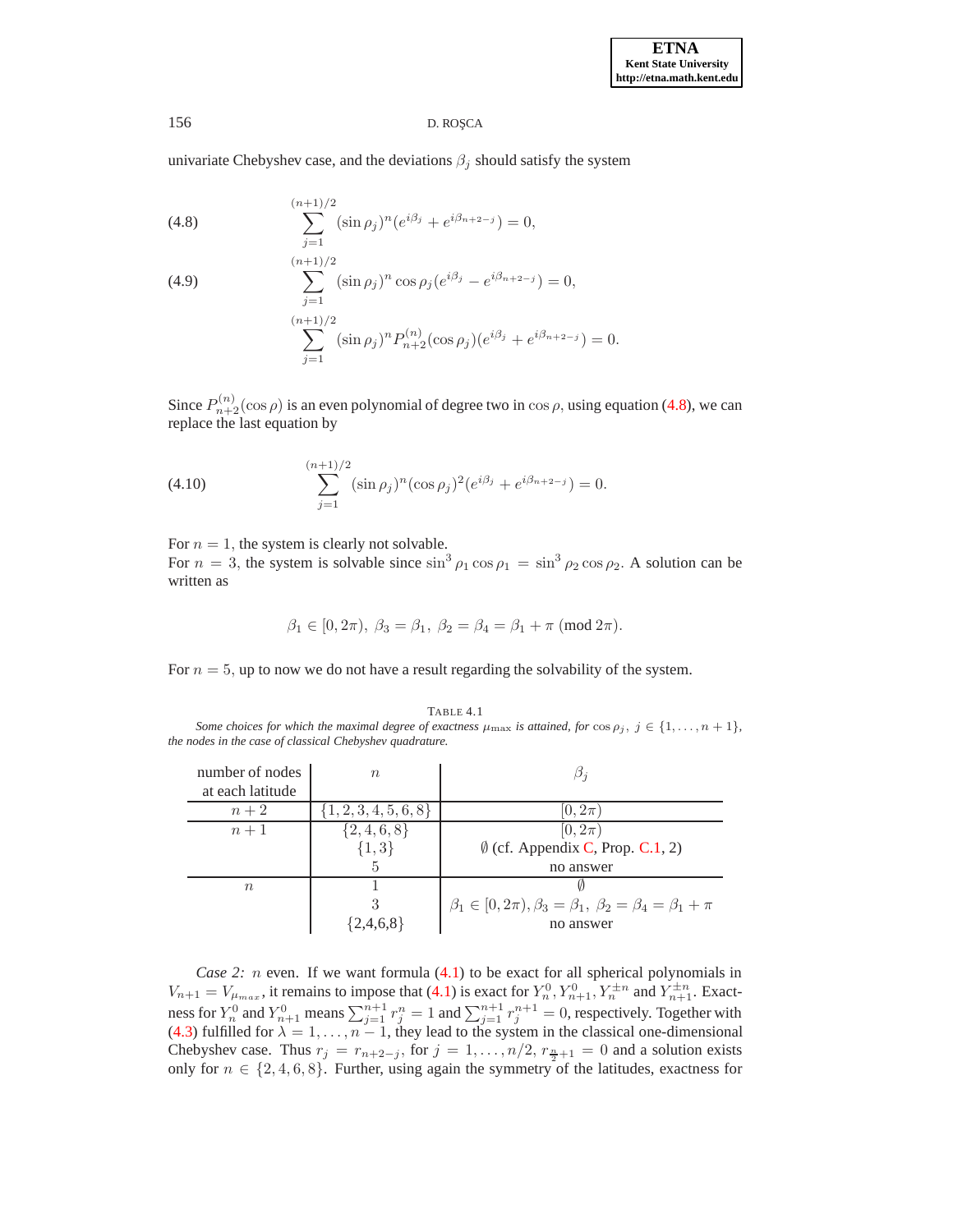univariate Chebyshev case, and the deviations $\beta_j$ should satisfy the system

$$\sum_{j=1}^{(n+1)/2} (\sin \rho_j)^n (e^{i\beta_j} + e^{i\beta_{n+2-j}}) = 0, \tag{4.8}$$

$$\sum_{j=1}^{(n+1)/2} (\sin \rho_j)^n \cos \rho_j (e^{i\beta_j} - e^{i\beta_{n+2-j}}) = 0, \tag{4.9}$$

$$\sum_{j=1}^{(n+1)/2} (\sin \rho_j)^n P_{n+2}^{(n)}(\cos \rho_j)(e^{i\beta_j} + e^{i\beta_{n+2-j}}) = 0.$$

Since $P_{n+2}^{(n)}(\cos \rho)$ is an even polynomial of degree two in $\cos \rho$, using equation (4.8), we can replace the last equation by

$$\sum_{j=1}^{(n+1)/2} (\sin \rho_j)^n (\cos \rho_j)^2 (e^{i\beta_j} + e^{i\beta_{n+2-j}}) = 0. \tag{4.10}$$

For $n = 1$, the system is clearly not solvable.
For $n = 3$, the system is solvable since $\sin^3 \rho_1 \cos \rho_1 = \sin^3 \rho_2 \cos \rho_2$. A solution can be written as

$$\beta_1 \in [0, 2\pi),\ \beta_3 = \beta_1,\ \beta_2 = \beta_4 = \beta_1 + \pi \ (\text{mod } 2\pi).$$

For $n = 5$, up to now we do not have a result regarding the solvability of the system.

TABLE 4.1
*Some choices for which the maximal degree of exactness $\mu_{\max}$ is attained, for $\cos \rho_j,\ j \in \{1, \dots, n+1\}$, the nodes in the case of classical Chebyshev quadrature.*

| number of nodes at each latitude | $n$ | $\beta_j$ |
|---|---|---|
| $n+2$ | $\{1,2,3,4,5,6,8\}$ | $[0, 2\pi)$ |
| $n+1$ | $\{2,4,6,8\}$ | $[0, 2\pi)$ |
| | $\{1,3\}$ | $\emptyset$ (cf. Appendix C, Prop. C.1, 2) |
| | 5 | no answer |
| $n$ | 1 | $\emptyset$ |
| | 3 | $\beta_1 \in [0, 2\pi), \beta_3 = \beta_1,\ \beta_2 = \beta_4 = \beta_1 + \pi$ |
| | {2,4,6,8} | no answer |

*Case 2: $n$ even.* If we want formula (4.1) to be exact for all spherical polynomials in $V_{n+1} = V_{\mu_{max}}$, it remains to impose that (4.1) is exact for $Y_n^0, Y_{n+1}^0, Y_n^{\pm n}$ and $Y_{n+1}^{\pm n}$. Exactness for $Y_n^0$ and $Y_{n+1}^0$ means $\sum_{j=1}^{n+1} r_j^n = 1$ and $\sum_{j=1}^{n+1} r_j^{n+1} = 0$, respectively. Together with (4.3) fulfilled for $\lambda = 1, \dots, n-1$, they lead to the system in the classical one-dimensional Chebyshev case. Thus $r_j = r_{n+2-j}$, for $j = 1, \dots, n/2$, $r_{\frac{n}{2}+1} = 0$ and a solution exists only for $n \in \{2, 4, 6, 8\}$. Further, using again the symmetry of the latitudes, exactness for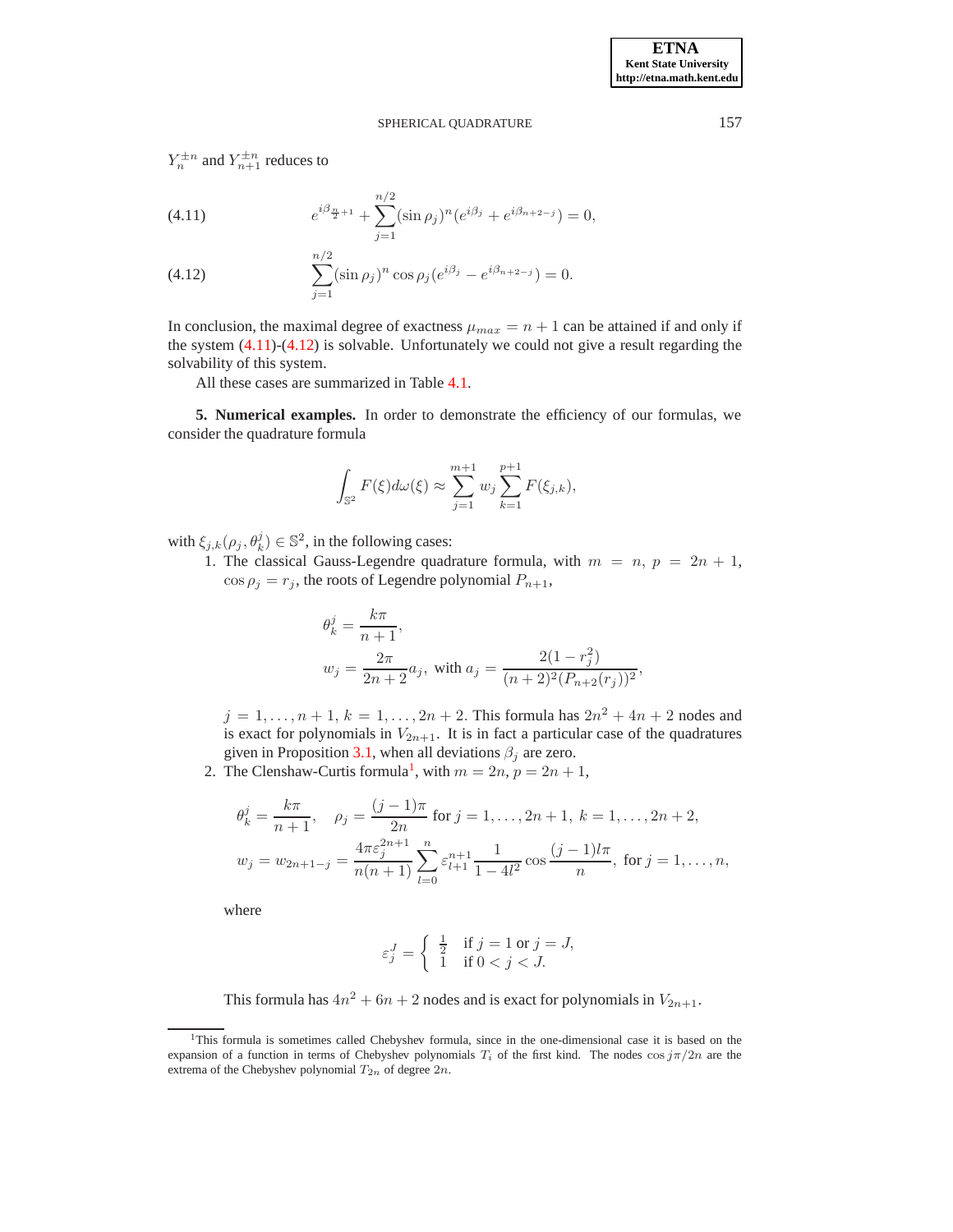$Y_n^{\pm n}$ and $Y_{n+1}^{\pm n}$ reduces to

$$e^{i\beta_{\frac{n}{2}+1}} + \sum_{j=1}^{n/2} (\sin \rho_j)^n (e^{i\beta_j} + e^{i\beta_{n+2-j}}) = 0, \tag{4.11}$$

$$\sum_{j=1}^{n/2} (\sin \rho_j)^n \cos \rho_j (e^{i\beta_j} - e^{i\beta_{n+2-j}}) = 0. \tag{4.12}$$

In conclusion, the maximal degree of exactness $\mu_{max} = n + 1$ can be attained if and only if the system (4.11)-(4.12) is solvable. Unfortunately we could not give a result regarding the solvability of this system.

All these cases are summarized in Table 4.1.

**5. Numerical examples.** In order to demonstrate the efficiency of our formulas, we consider the quadrature formula

$$\int_{\mathbb{S}^2} F(\xi) d\omega(\xi) \approx \sum_{j=1}^{m+1} w_j \sum_{k=1}^{p+1} F(\xi_{j,k}),$$

with $\xi_{j,k}(\rho_j, \theta_k^j) \in \mathbb{S}^2$, in the following cases:

1. The classical Gauss-Legendre quadrature formula, with $m = n$, $p = 2n + 1$, $\cos \rho_j = r_j$, the roots of Legendre polynomial $P_{n+1}$,

$$\theta_k^j = \frac{k\pi}{n+1},$$
$$w_j = \frac{2\pi}{2n+2} a_j, \text{ with } a_j = \frac{2(1 - r_j^2)}{(n+2)^2 (P_{n+2}(r_j))^2},$$

   $j = 1, \dots, n + 1$, $k = 1, \dots, 2n + 2$. This formula has $2n^2 + 4n + 2$ nodes and is exact for polynomials in $V_{2n+1}$. It is in fact a particular case of the quadratures given in Proposition 3.1, when all deviations $\beta_j$ are zero.

2. The Clenshaw-Curtis formula[1], with $m = 2n$, $p = 2n + 1$,

$$\theta_k^j = \frac{k\pi}{n+1}, \quad \rho_j = \frac{(j-1)\pi}{2n} \text{ for } j = 1, \dots, 2n+1, \ k = 1, \dots, 2n+2,$$
$$w_j = w_{2n+1-j} = \frac{4\pi \varepsilon_j^{2n+1}}{n(n+1)} \sum_{l=0}^{n} \varepsilon_{l+1}^{n+1} \frac{1}{1 - 4l^2} \cos \frac{(j-1)l\pi}{n}, \text{ for } j = 1, \dots, n,$$

   where

$$\varepsilon_j^J = \begin{cases} \frac{1}{2} & \text{if } j = 1 \text{ or } j = J, \\ 1 & \text{if } 0 < j < J. \end{cases}$$

   This formula has $4n^2 + 6n + 2$ nodes and is exact for polynomials in $V_{2n+1}$.

[1] This formula is sometimes called Chebyshev formula, since in the one-dimensional case it is based on the expansion of a function in terms of Chebyshev polynomials $T_i$ of the first kind. The nodes $\cos j\pi/2n$ are the extrema of the Chebyshev polynomial $T_{2n}$ of degree $2n$.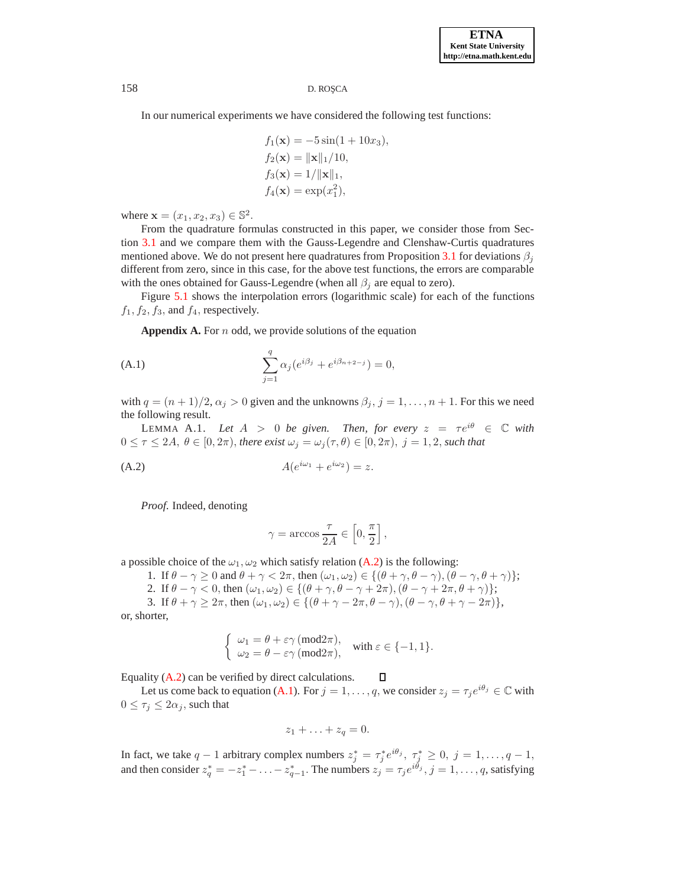In our numerical experiments we have considered the following test functions:

$$
\begin{aligned}
f_1(\mathbf{x}) &= -5\sin(1+10x_3),\\
f_2(\mathbf{x}) &= \|\mathbf{x}\|_1/10,\\
f_3(\mathbf{x}) &= 1/\|\mathbf{x}\|_1,\\
f_4(\mathbf{x}) &= \exp(x_1^2),
\end{aligned}
$$

where $\mathbf{x} = (x_1, x_2, x_3) \in \mathbb{S}^2$.

From the quadrature formulas constructed in this paper, we consider those from Section 3.1 and we compare them with the Gauss-Legendre and Clenshaw-Curtis quadratures mentioned above. We do not present here quadratures from Proposition 3.1 for deviations $\beta_j$ different from zero, since in this case, for the above test functions, the errors are comparable with the ones obtained for Gauss-Legendre (when all $\beta_j$ are equal to zero).

Figure 5.1 shows the interpolation errors (logarithmic scale) for each of the functions $f_1, f_2, f_3$, and $f_4$, respectively.

**Appendix A.** For $n$ odd, we provide solutions of the equation

$$
\sum_{j=1}^{q} \alpha_j (e^{i\beta_j} + e^{i\beta_{n+2-j}}) = 0, \tag{A.1}
$$

with $q = (n+1)/2$, $\alpha_j > 0$ given and the unknowns $\beta_j$, $j = 1, \ldots, n+1$. For this we need the following result.

LEMMA A.1. *Let $A > 0$ be given. Then, for every $z = \tau e^{i\theta} \in \mathbb{C}$ with $0 \le \tau \le 2A$, $\theta \in [0, 2\pi)$, there exist $\omega_j = \omega_j(\tau, \theta) \in [0, 2\pi)$, $j = 1, 2$, such that*

$$
A(e^{i\omega_1} + e^{i\omega_2}) = z. \tag{A.2}
$$

*Proof.* Indeed, denoting

$$
\gamma = \arccos \frac{\tau}{2A} \in \left[0, \frac{\pi}{2}\right],
$$

a possible choice of the $\omega_1, \omega_2$ which satisfy relation (A.2) is the following:

1. If $\theta - \gamma \ge 0$ and $\theta + \gamma < 2\pi$, then $(\omega_1, \omega_2) \in \{(\theta+\gamma, \theta-\gamma), (\theta-\gamma, \theta+\gamma)\}$;
2. If $\theta - \gamma < 0$, then $(\omega_1, \omega_2) \in \{(\theta+\gamma, \theta-\gamma+2\pi), (\theta-\gamma+2\pi, \theta+\gamma)\}$;
3. If $\theta + \gamma \ge 2\pi$, then $(\omega_1, \omega_2) \in \{(\theta+\gamma-2\pi, \theta-\gamma), (\theta-\gamma, \theta+\gamma-2\pi)\}$,

or, shorter,

$$
\begin{cases} \omega_1 = \theta + \varepsilon\gamma \,(\mathrm{mod} 2\pi), \\ \omega_2 = \theta - \varepsilon\gamma \,(\mathrm{mod} 2\pi), \end{cases} \quad \text{with } \varepsilon \in \{-1, 1\}.
$$

Equality (A.2) can be verified by direct calculations. ∎

Let us come back to equation (A.1). For $j = 1, \ldots, q$, we consider $z_j = \tau_j e^{i\theta_j} \in \mathbb{C}$ with $0 \le \tau_j \le 2\alpha_j$, such that

$$
z_1 + \ldots + z_q = 0.
$$

In fact, we take $q-1$ arbitrary complex numbers $z_j^* = \tau_j^* e^{i\theta_j}$, $\tau_j^* \ge 0$, $j = 1, \ldots, q-1$, and then consider $z_q^* = -z_1^* - \ldots - z_{q-1}^*$. The numbers $z_j = \tau_j e^{i\theta_j}$, $j = 1, \ldots, q$, satisfying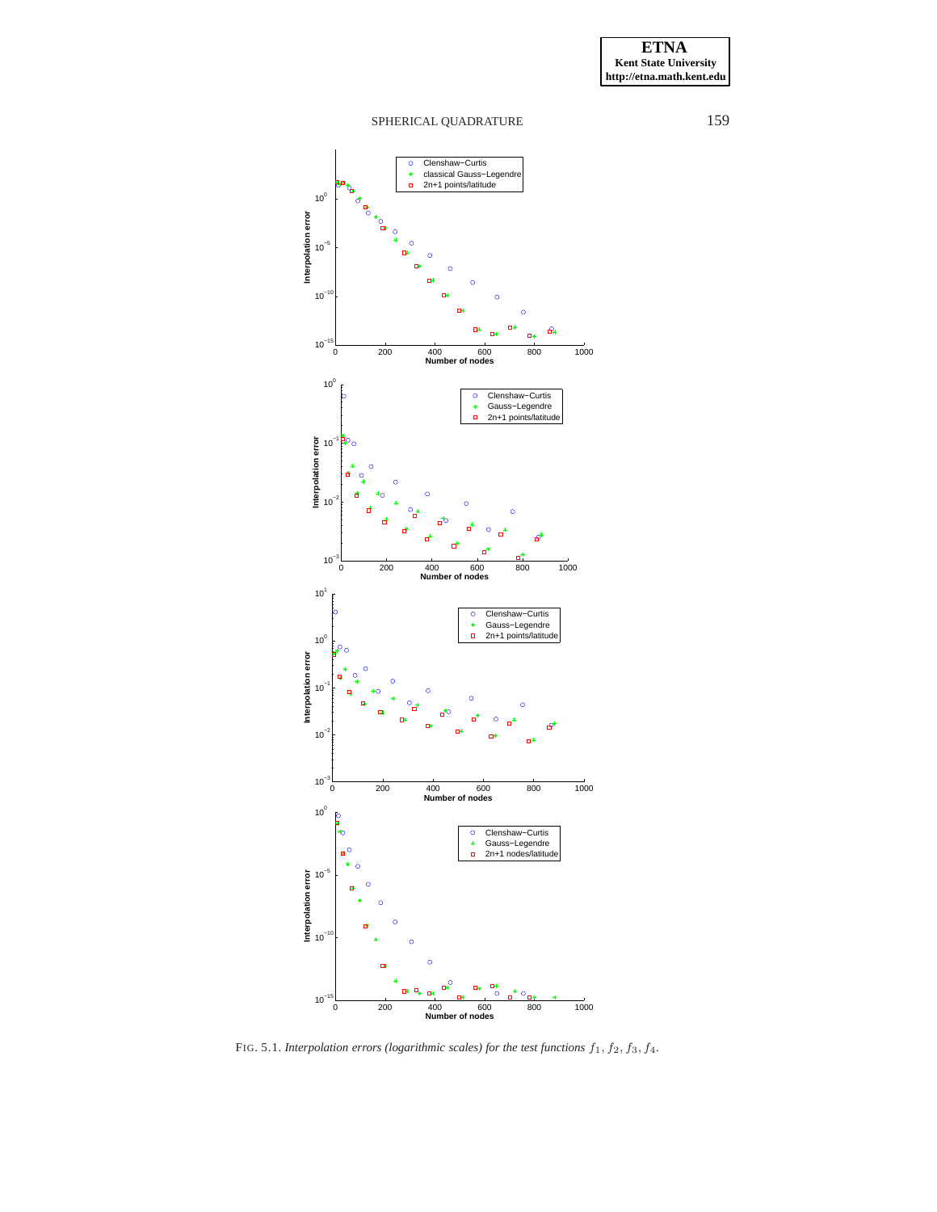FIG. 5.1. *Interpolation errors (logarithmic scales) for the test functions $f_1, f_2, f_3, f_4$.*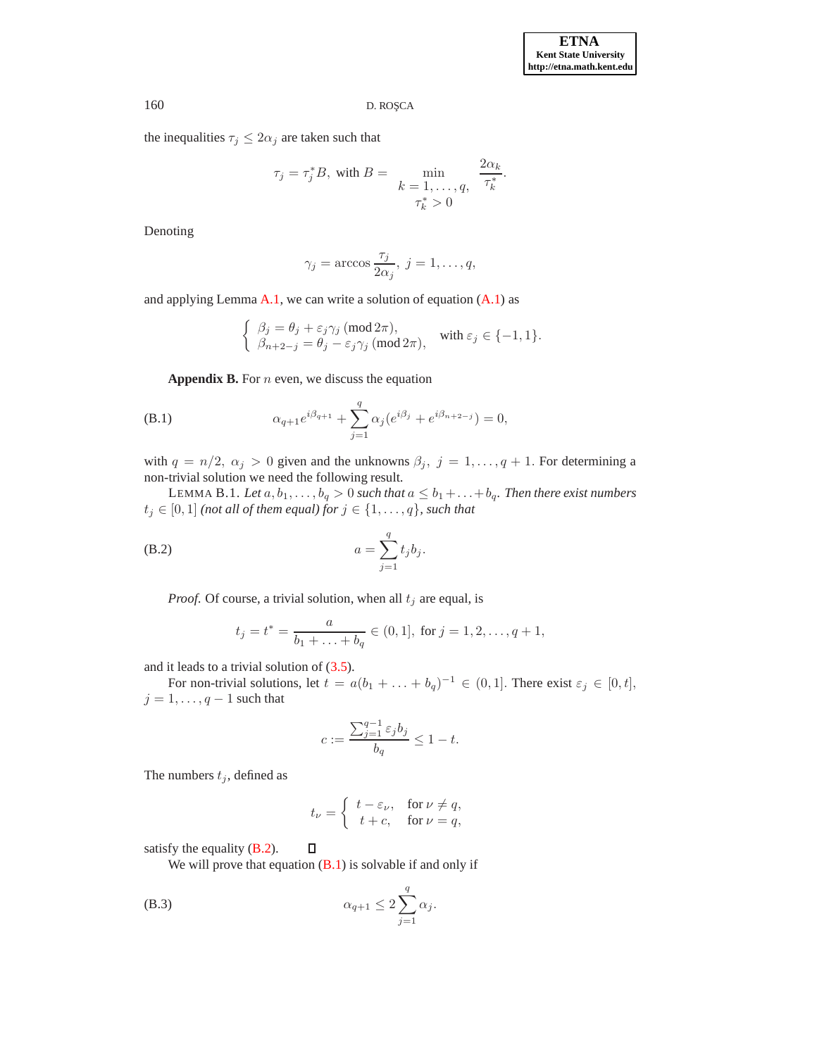the inequalities $\tau_j \leq 2\alpha_j$ are taken such that

$$\tau_j = \tau_j^* B, \text{ with } B = \min_{\substack{k=1,\dots,q, \\ \tau_k^* > 0}} \frac{2\alpha_k}{\tau_k^*}.$$

Denoting

$$\gamma_j = \arccos \frac{\tau_j}{2\alpha_j}, \; j = 1, \dots, q,$$

and applying Lemma A.1, we can write a solution of equation (A.1) as

$$\begin{cases} \beta_j = \theta_j + \varepsilon_j \gamma_j \,(\text{mod}\, 2\pi), \\ \beta_{n+2-j} = \theta_j - \varepsilon_j \gamma_j \,(\text{mod}\, 2\pi), \end{cases} \quad \text{with } \varepsilon_j \in \{-1, 1\}.$$

**Appendix B.** For $n$ even, we discuss the equation

$$\alpha_{q+1} e^{i\beta_{q+1}} + \sum_{j=1}^{q} \alpha_j (e^{i\beta_j} + e^{i\beta_{n+2-j}}) = 0, \tag{B.1}$$

with $q = n/2, \; \alpha_j > 0$ given and the unknowns $\beta_j, \; j = 1, \dots, q+1$. For determining a non-trivial solution we need the following result.

LEMMA B.1. *Let $a, b_1, \dots, b_q > 0$ such that $a \leq b_1 + \dots + b_q$. Then there exist numbers $t_j \in [0,1]$ (not all of them equal) for $j \in \{1, \dots, q\}$, such that*

$$a = \sum_{j=1}^{q} t_j b_j. \tag{B.2}$$

*Proof.* Of course, a trivial solution, when all $t_j$ are equal, is

$$t_j = t^* = \frac{a}{b_1 + \dots + b_q} \in (0,1], \text{ for } j = 1, 2, \dots, q+1,$$

and it leads to a trivial solution of (3.5).

For non-trivial solutions, let $t = a(b_1 + \dots + b_q)^{-1} \in (0, 1]$. There exist $\varepsilon_j \in [0, t]$, $j = 1, \dots, q-1$ such that

$$c := \frac{\sum_{j=1}^{q-1} \varepsilon_j b_j}{b_q} \leq 1 - t.$$

The numbers $t_j$, defined as

$$t_\nu = \begin{cases} t - \varepsilon_\nu, & \text{for } \nu \neq q, \\ t + c, & \text{for } \nu = q, \end{cases}$$

satisfy the equality (B.2). ∎

We will prove that equation (B.1) is solvable if and only if

$$\alpha_{q+1} \leq 2 \sum_{j=1}^{q} \alpha_j. \tag{B.3}$$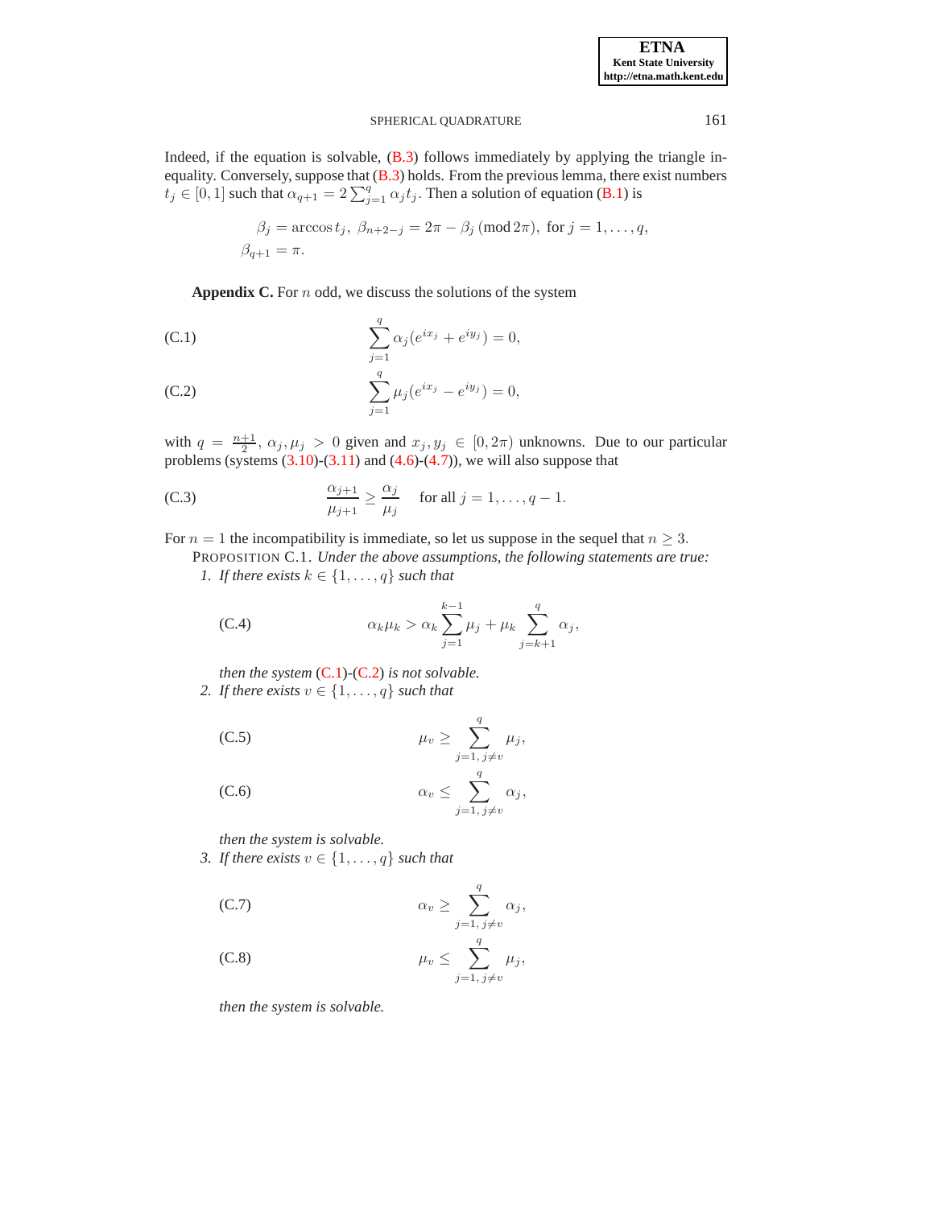Indeed, if the equation is solvable, (B.3) follows immediately by applying the triangle inequality. Conversely, suppose that (B.3) holds. From the previous lemma, there exist numbers $t_j \in [0,1]$ such that $\alpha_{q+1} = 2\sum_{j=1}^{q} \alpha_j t_j$. Then a solution of equation (B.1) is

$$
\beta_j = \arccos t_j,\ \beta_{n+2-j} = 2\pi - \beta_j \,(\mathrm{mod}\, 2\pi),\ \text{for } j = 1,\dots,q,
$$
$$
\beta_{q+1} = \pi.
$$

**Appendix C.** For $n$ odd, we discuss the solutions of the system

$$
\sum_{j=1}^{q} \alpha_j (e^{ix_j} + e^{iy_j}) = 0, \tag{C.1}
$$

$$
\sum_{j=1}^{q} \mu_j (e^{ix_j} - e^{iy_j}) = 0, \tag{C.2}
$$

with $q = \frac{n+1}{2}$, $\alpha_j, \mu_j > 0$ given and $x_j, y_j \in [0, 2\pi)$ unknowns. Due to our particular problems (systems (3.10)-(3.11) and (4.6)-(4.7)), we will also suppose that

$$
\frac{\alpha_{j+1}}{\mu_{j+1}} \geq \frac{\alpha_j}{\mu_j} \quad \text{for all } j = 1,\dots,q-1. \tag{C.3}
$$

For $n = 1$ the incompatibility is immediate, so let us suppose in the sequel that $n \geq 3$.

PROPOSITION C.1. *Under the above assumptions, the following statements are true:*

1. *If there exists $k \in \{1,\dots,q\}$ such that*

$$
\alpha_k \mu_k > \alpha_k \sum_{j=1}^{k-1} \mu_j + \mu_k \sum_{j=k+1}^{q} \alpha_j, \tag{C.4}
$$

*then the system (C.1)-(C.2) is not solvable.*

2. *If there exists $v \in \{1,\dots,q\}$ such that*

$$
\mu_v \geq \sum_{j=1,\, j \neq v}^{q} \mu_j, \tag{C.5}
$$

$$
\alpha_v \leq \sum_{j=1,\, j \neq v}^{q} \alpha_j, \tag{C.6}
$$

*then the system is solvable.*

3. *If there exists $v \in \{1,\dots,q\}$ such that*

$$
\alpha_v \geq \sum_{j=1,\, j \neq v}^{q} \alpha_j, \tag{C.7}
$$

$$
\mu_v \leq \sum_{j=1,\, j \neq v}^{q} \mu_j, \tag{C.8}
$$

*then the system is solvable.*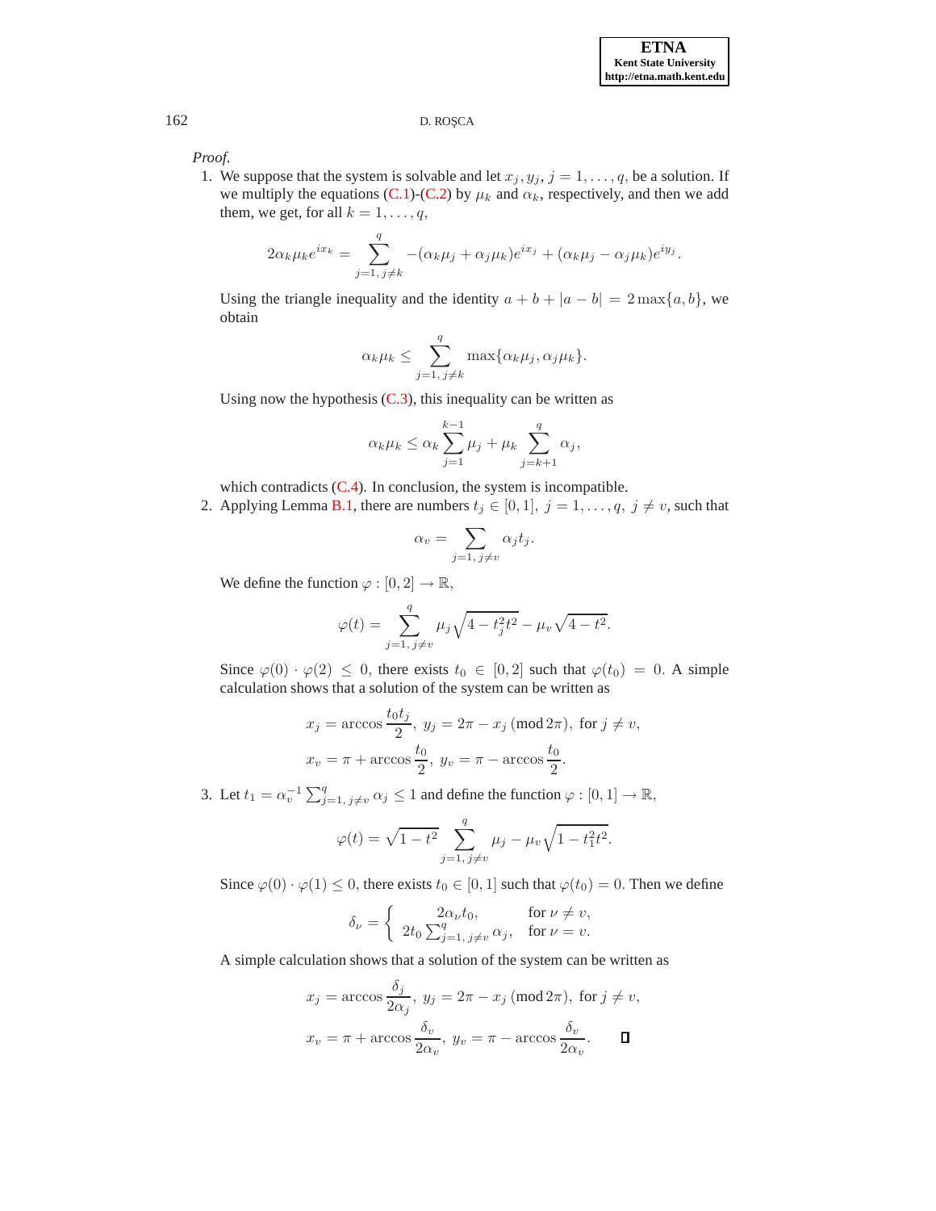*Proof.*

1. We suppose that the system is solvable and let $x_j, y_j$, $j = 1, \ldots, q$, be a solution. If we multiply the equations (C.1)-(C.2) by $\mu_k$ and $\alpha_k$, respectively, and then we add them, we get, for all $k = 1, \ldots, q$,

$$2\alpha_k \mu_k e^{ix_k} = \sum_{j=1,\, j\neq k}^{q} -(\alpha_k\mu_j + \alpha_j\mu_k)e^{ix_j} + (\alpha_k\mu_j - \alpha_j\mu_k)e^{iy_j}.$$

   Using the triangle inequality and the identity $a + b + |a - b| = 2\max\{a, b\}$, we obtain

$$\alpha_k\mu_k \leq \sum_{j=1,\, j\neq k}^{q} \max\{\alpha_k\mu_j, \alpha_j\mu_k\}.$$

   Using now the hypothesis (C.3), this inequality can be written as

$$\alpha_k\mu_k \leq \alpha_k \sum_{j=1}^{k-1} \mu_j + \mu_k \sum_{j=k+1}^{q} \alpha_j,$$

   which contradicts (C.4). In conclusion, the system is incompatible.

2. Applying Lemma B.1, there are numbers $t_j \in [0, 1]$, $j = 1, \ldots, q$, $j \neq v$, such that

$$\alpha_v = \sum_{j=1,\, j\neq v} \alpha_j t_j.$$

   We define the function $\varphi : [0, 2] \to \mathbb{R}$,

$$\varphi(t) = \sum_{j=1,\, j\neq v}^{q} \mu_j \sqrt{4 - t_j^2 t^2} - \mu_v \sqrt{4 - t^2}.$$

   Since $\varphi(0) \cdot \varphi(2) \leq 0$, there exists $t_0 \in [0, 2]$ such that $\varphi(t_0) = 0$. A simple calculation shows that a solution of the system can be written as

$$x_j = \arccos \frac{t_0 t_j}{2},\; y_j = 2\pi - x_j \,(\mathrm{mod}\, 2\pi),\; \text{for } j \neq v,$$
$$x_v = \pi + \arccos \frac{t_0}{2},\; y_v = \pi - \arccos \frac{t_0}{2}.$$

3. Let $t_1 = \alpha_v^{-1} \sum_{j=1,\, j\neq v}^{q} \alpha_j \leq 1$ and define the function $\varphi : [0, 1] \to \mathbb{R}$,

$$\varphi(t) = \sqrt{1 - t^2} \sum_{j=1,\, j\neq v}^{q} \mu_j - \mu_v \sqrt{1 - t_1^2 t^2}.$$

   Since $\varphi(0) \cdot \varphi(1) \leq 0$, there exists $t_0 \in [0, 1]$ such that $\varphi(t_0) = 0$. Then we define

$$\delta_\nu = \begin{cases} 2\alpha_\nu t_0, & \text{for } \nu \neq v, \\ 2t_0 \sum_{j=1,\, j\neq v}^{q} \alpha_j, & \text{for } \nu = v. \end{cases}$$

   A simple calculation shows that a solution of the system can be written as

$$x_j = \arccos \frac{\delta_j}{2\alpha_j},\; y_j = 2\pi - x_j \,(\mathrm{mod}\, 2\pi),\; \text{for } j \neq v,$$
$$x_v = \pi + \arccos \frac{\delta_v}{2\alpha_v},\; y_v = \pi - \arccos \frac{\delta_v}{2\alpha_v}. \qquad \square$$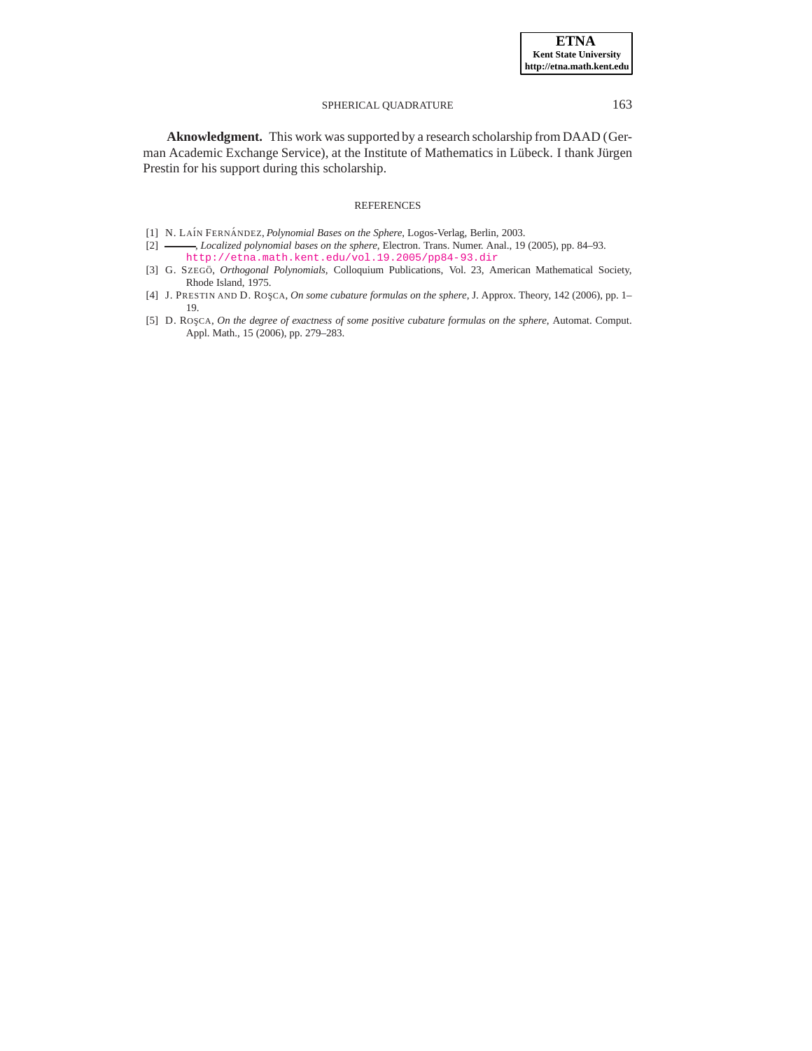**Aknowledgment.** This work was supported by a research scholarship from DAAD (German Academic Exchange Service), at the Institute of Mathematics in Lübeck. I thank Jürgen Prestin for his support during this scholarship.

## REFERENCES

[1] N. Laín Fernández, *Polynomial Bases on the Sphere*, Logos-Verlag, Berlin, 2003.

[2] ———, *Localized polynomial bases on the sphere*, Electron. Trans. Numer. Anal., 19 (2005), pp. 84–93. http://etna.math.kent.edu/vol.19.2005/pp84-93.dir

[3] G. Szegö, *Orthogonal Polynomials*, Colloquium Publications, Vol. 23, American Mathematical Society, Rhode Island, 1975.

[4] J. Prestin and D. Roşca, *On some cubature formulas on the sphere*, J. Approx. Theory, 142 (2006), pp. 1–19.

[5] D. Roşca, *On the degree of exactness of some positive cubature formulas on the sphere*, Automat. Comput. Appl. Math., 15 (2006), pp. 279–283.